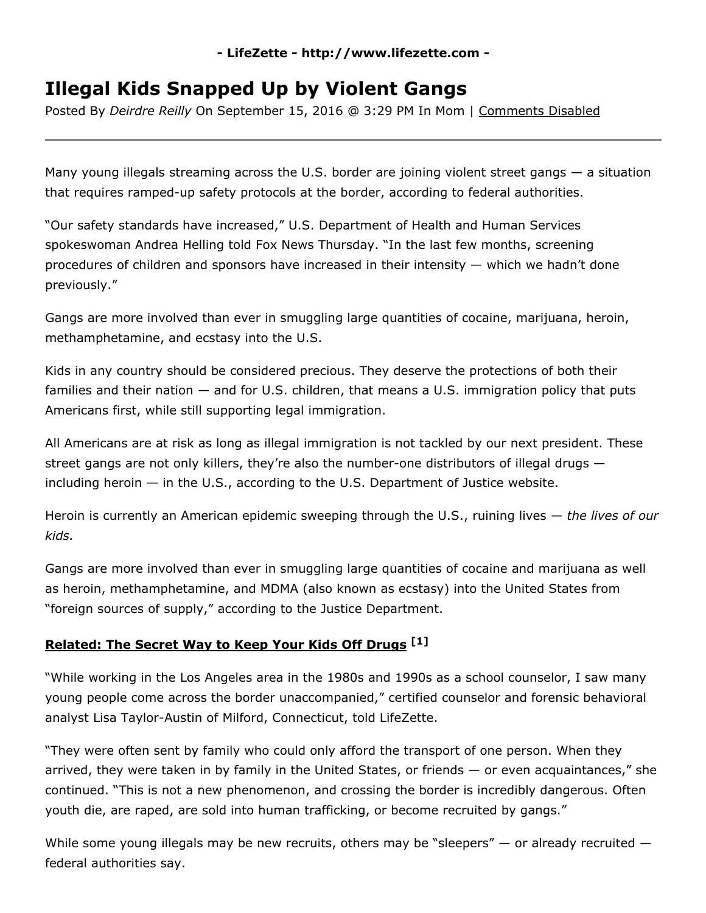- LifeZette - http://www.lifezette.com -

# Illegal Kids Snapped Up by Violent Gangs

Posted By *Deirdre Reilly* On September 15, 2016 @ 3:29 PM In Mom | Comments Disabled

---

Many young illegals streaming across the U.S. border are joining violent street gangs — a situation that requires ramped-up safety protocols at the border, according to federal authorities.

"Our safety standards have increased," U.S. Department of Health and Human Services spokeswoman Andrea Helling told Fox News Thursday. "In the last few months, screening procedures of children and sponsors have increased in their intensity — which we hadn't done previously."

Gangs are more involved than ever in smuggling large quantities of cocaine, marijuana, heroin, methamphetamine, and ecstasy into the U.S.

Kids in any country should be considered precious. They deserve the protections of both their families and their nation — and for U.S. children, that means a U.S. immigration policy that puts Americans first, while still supporting legal immigration.

All Americans are at risk as long as illegal immigration is not tackled by our next president. These street gangs are not only killers, they're also the number-one distributors of illegal drugs — including heroin — in the U.S., according to the U.S. Department of Justice website.

Heroin is currently an American epidemic sweeping through the U.S., ruining lives — *the lives of our kids.*

Gangs are more involved than ever in smuggling large quantities of cocaine and marijuana as well as heroin, methamphetamine, and MDMA (also known as ecstasy) into the United States from "foreign sources of supply," according to the Justice Department.

**Related: The Secret Way to Keep Your Kids Off Drugs [1]**

"While working in the Los Angeles area in the 1980s and 1990s as a school counselor, I saw many young people come across the border unaccompanied," certified counselor and forensic behavioral analyst Lisa Taylor-Austin of Milford, Connecticut, told LifeZette.

"They were often sent by family who could only afford the transport of one person. When they arrived, they were taken in by family in the United States, or friends — or even acquaintances," she continued. "This is not a new phenomenon, and crossing the border is incredibly dangerous. Often youth die, are raped, are sold into human trafficking, or become recruited by gangs."

While some young illegals may be new recruits, others may be "sleepers" — or already recruited — federal authorities say.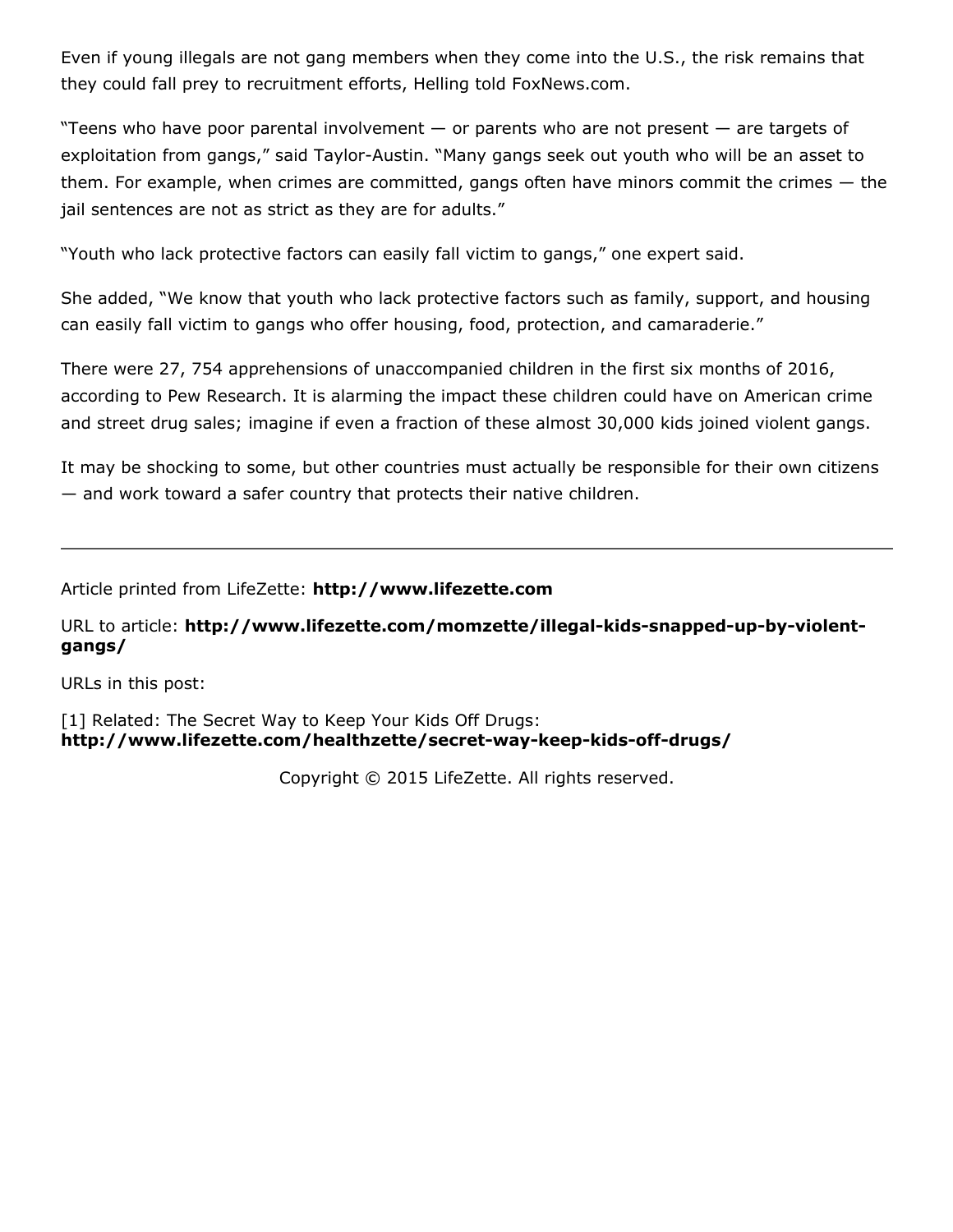Even if young illegals are not gang members when they come into the U.S., the risk remains that they could fall prey to recruitment efforts, Helling told FoxNews.com.

"Teens who have poor parental involvement — or parents who are not present — are targets of exploitation from gangs," said Taylor-Austin. "Many gangs seek out youth who will be an asset to them. For example, when crimes are committed, gangs often have minors commit the crimes — the jail sentences are not as strict as they are for adults."

"Youth who lack protective factors can easily fall victim to gangs," one expert said.

She added, "We know that youth who lack protective factors such as family, support, and housing can easily fall victim to gangs who offer housing, food, protection, and camaraderie."

There were 27, 754 apprehensions of unaccompanied children in the first six months of 2016, according to Pew Research. It is alarming the impact these children could have on American crime and street drug sales; imagine if even a fraction of these almost 30,000 kids joined violent gangs.

It may be shocking to some, but other countries must actually be responsible for their own citizens — and work toward a safer country that protects their native children.

---

Article printed from LifeZette: **http://www.lifezette.com**

URL to article: **http://www.lifezette.com/momzette/illegal-kids-snapped-up-by-violent-gangs/**

URLs in this post:

[1] Related: The Secret Way to Keep Your Kids Off Drugs: **http://www.lifezette.com/healthzette/secret-way-keep-kids-off-drugs/**

Copyright © 2015 LifeZette. All rights reserved.